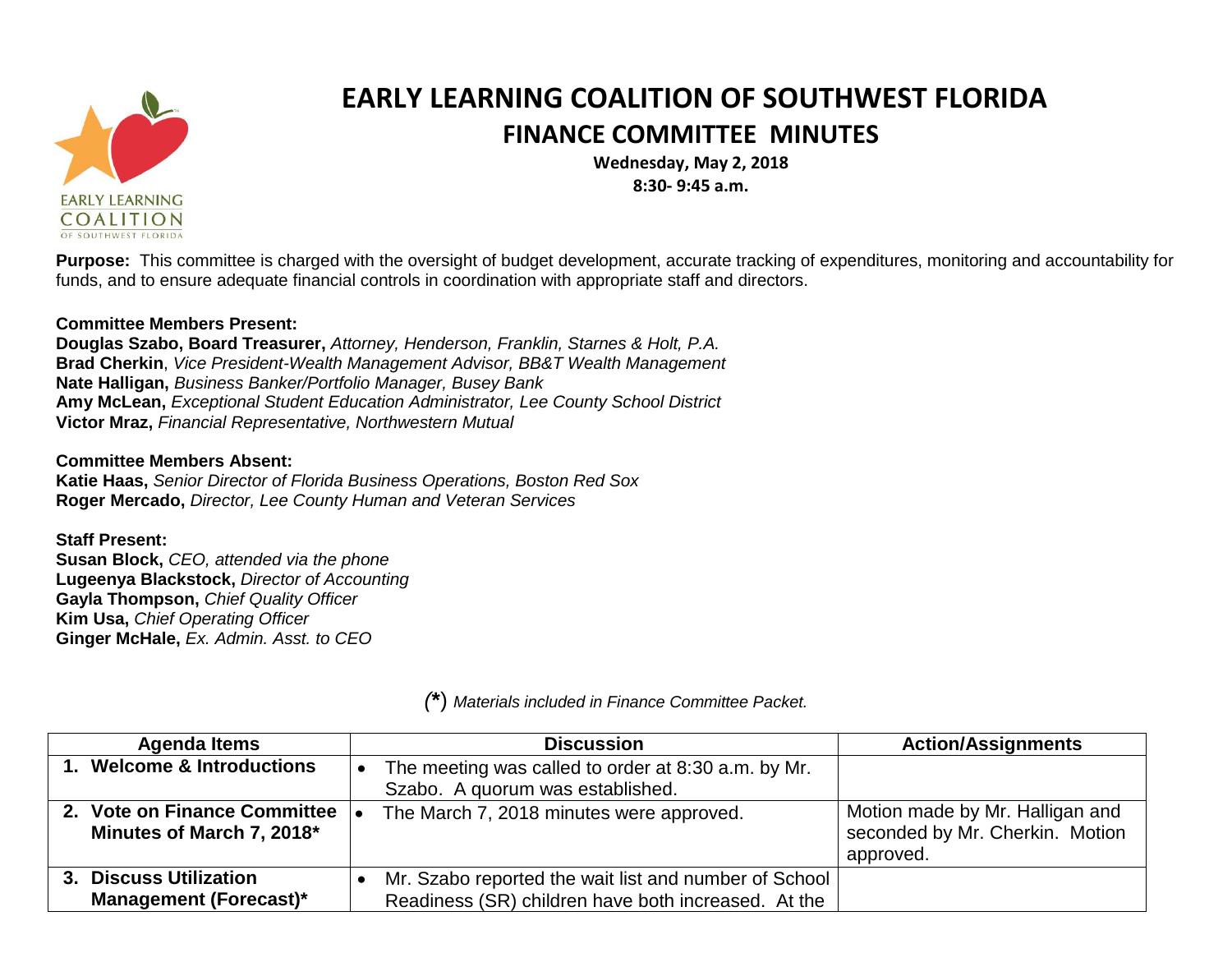# EARLY LEARNING COALITION OF SOUTHWEST FLORIDA

## FINANCE COMMITTEE MINUTES

**Wednesday, May 2, 2018**
**8:30- 9:45 a.m.**

**Purpose:** This committee is charged with the oversight of budget development, accurate tracking of expenditures, monitoring and accountability for funds, and to ensure adequate financial controls in coordination with appropriate staff and directors.

**Committee Members Present:**
**Douglas Szabo, Board Treasurer,** *Attorney, Henderson, Franklin, Starnes & Holt, P.A.*
**Brad Cherkin**, *Vice President-Wealth Management Advisor, BB&T Wealth Management*
**Nate Halligan,** *Business Banker/Portfolio Manager, Busey Bank*
**Amy McLean,** *Exceptional Student Education Administrator, Lee County School District*
**Victor Mraz,** *Financial Representative, Northwestern Mutual*

**Committee Members Absent:**
**Katie Haas,** *Senior Director of Florida Business Operations, Boston Red Sox*
**Roger Mercado,** *Director, Lee County Human and Veteran Services*

**Staff Present:**
**Susan Block,** *CEO, attended via the phone*
**Lugeenya Blackstock,** *Director of Accounting*
**Gayla Thompson,** *Chief Quality Officer*
**Kim Usa,** *Chief Operating Officer*
**Ginger McHale,** *Ex. Admin. Asst. to CEO*

*(*) Materials included in Finance Committee Packet.*

| Agenda Items | Discussion | Action/Assignments |
|---|---|---|
| **1. Welcome & Introductions** | • The meeting was called to order at 8:30 a.m. by Mr. Szabo. A quorum was established. | |
| **2. Vote on Finance Committee Minutes of March 7, 2018*** | • The March 7, 2018 minutes were approved. | Motion made by Mr. Halligan and seconded by Mr. Cherkin. Motion approved. |
| **3. Discuss Utilization Management (Forecast)*** | • Mr. Szabo reported the wait list and number of School Readiness (SR) children have both increased. At the | |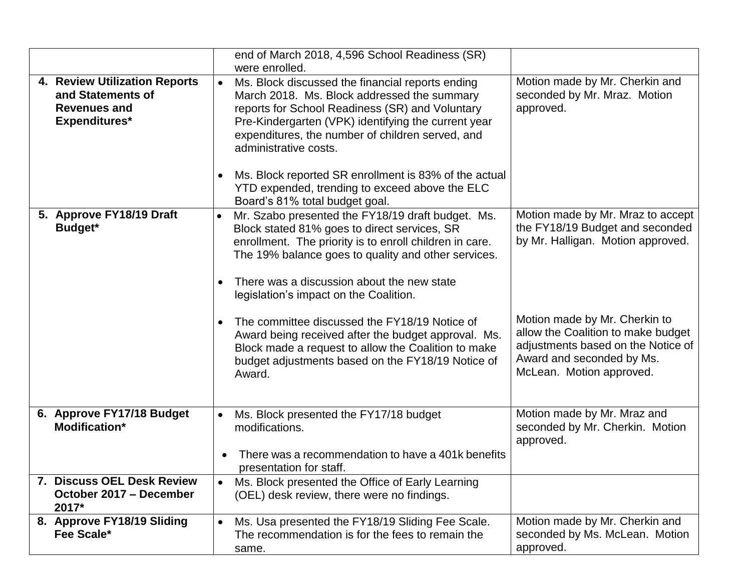| | | |
|---|---|---|
| | end of March 2018, 4,596 School Readiness (SR) were enrolled. | |
| **4. Review Utilization Reports and Statements of Revenues and Expenditures*** | • Ms. Block discussed the financial reports ending March 2018. Ms. Block addressed the summary reports for School Readiness (SR) and Voluntary Pre-Kindergarten (VPK) identifying the current year expenditures, the number of children served, and administrative costs.<br><br>• Ms. Block reported SR enrollment is 83% of the actual YTD expended, trending to exceed above the ELC Board's 81% total budget goal. | Motion made by Mr. Cherkin and seconded by Mr. Mraz. Motion approved. |
| **5. Approve FY18/19 Draft Budget*** | • Mr. Szabo presented the FY18/19 draft budget. Ms. Block stated 81% goes to direct services, SR enrollment. The priority is to enroll children in care. The 19% balance goes to quality and other services.<br><br>• There was a discussion about the new state legislation's impact on the Coalition.<br><br>• The committee discussed the FY18/19 Notice of Award being received after the budget approval. Ms. Block made a request to allow the Coalition to make budget adjustments based on the FY18/19 Notice of Award. | Motion made by Mr. Mraz to accept the FY18/19 Budget and seconded by Mr. Halligan. Motion approved.<br><br>Motion made by Mr. Cherkin to allow the Coalition to make budget adjustments based on the Notice of Award and seconded by Ms. McLean. Motion approved. |
| **6. Approve FY17/18 Budget Modification*** | • Ms. Block presented the FY17/18 budget modifications.<br><br>• There was a recommendation to have a 401k benefits presentation for staff. | Motion made by Mr. Mraz and seconded by Mr. Cherkin. Motion approved. |
| **7. Discuss OEL Desk Review October 2017 – December 2017*** | • Ms. Block presented the Office of Early Learning (OEL) desk review, there were no findings. | |
| **8. Approve FY18/19 Sliding Fee Scale*** | • Ms. Usa presented the FY18/19 Sliding Fee Scale. The recommendation is for the fees to remain the same. | Motion made by Mr. Cherkin and seconded by Ms. McLean. Motion approved. |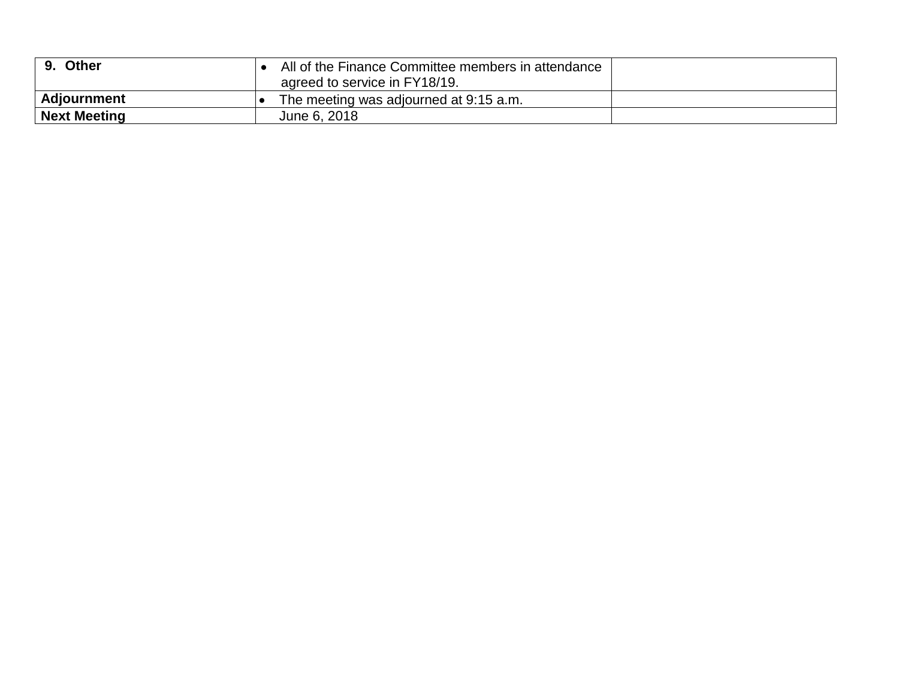| | | |
|---|---|---|
| **9. Other** | • All of the Finance Committee members in attendance agreed to service in FY18/19. | |
| **Adjournment** | • The meeting was adjourned at 9:15 a.m. | |
| **Next Meeting** | June 6, 2018 | |